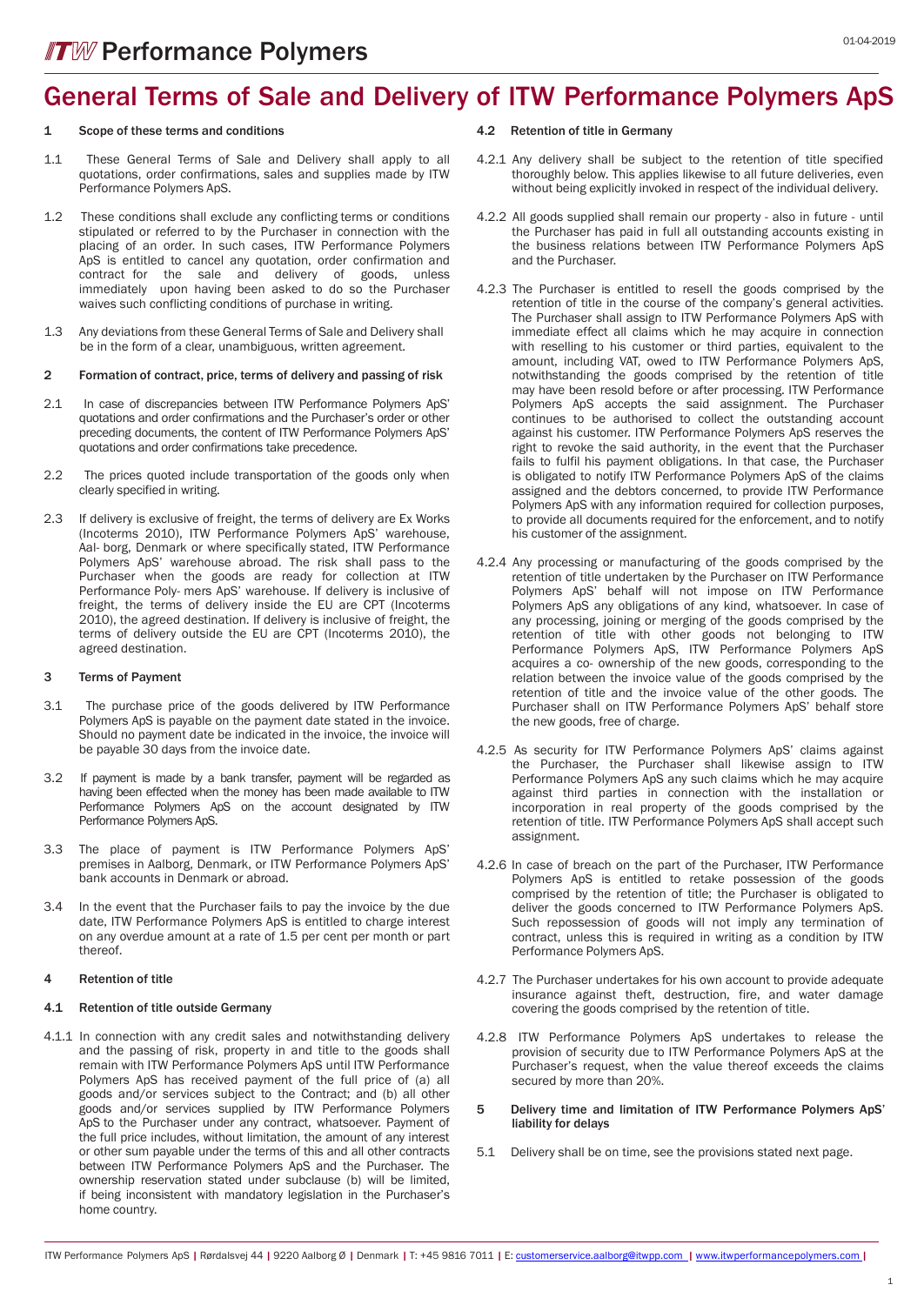# General Terms of Sale and Delivery of ITW Performance Polymers ApS

## 1 Scope of these terms and conditions

1.1 These General Terms of Sale and Delivery shall apply to all quotations, order confirmations, sales and supplies made by ITW Performance Polymers ApS.

1.2 These conditions shall exclude any conflicting terms or conditions stipulated or referred to by the Purchaser in connection with the placing of an order. In such cases, ITW Performance Polymers ApS is entitled to cancel any quotation, order confirmation and contract for the sale and delivery of goods, unless immediately upon having been asked to do so the Purchaser waives such conflicting conditions of purchase in writing.

1.3 Any deviations from these General Terms of Sale and Delivery shall be in the form of a clear, unambiguous, written agreement.

## 2 Formation of contract, price, terms of delivery and passing of risk

2.1 In case of discrepancies between ITW Performance Polymers ApS' quotations and order confirmations and the Purchaser's order or other preceding documents, the content of ITW Performance Polymers ApS' quotations and order confirmations take precedence.

2.2 The prices quoted include transportation of the goods only when clearly specified in writing.

2.3 If delivery is exclusive of freight, the terms of delivery are Ex Works (Incoterms 2010), ITW Performance Polymers ApS' warehouse, Aal- borg, Denmark or where specifically stated, ITW Performance Polymers ApS' warehouse abroad. The risk shall pass to the Purchaser when the goods are ready for collection at ITW Performance Poly- mers ApS' warehouse. If delivery is inclusive of freight, the terms of delivery inside the EU are CPT (Incoterms 2010), the agreed destination. If delivery is inclusive of freight, the terms of delivery outside the EU are CPT (Incoterms 2010), the agreed destination.

## 3 Terms of Payment

3.1 The purchase price of the goods delivered by ITW Performance Polymers ApS is payable on the payment date stated in the invoice. Should no payment date be indicated in the invoice, the invoice will be payable 30 days from the invoice date.

3.2 If payment is made by a bank transfer, payment will be regarded as having been effected when the money has been made available to ITW Performance Polymers ApS on the account designated by ITW Performance Polymers ApS.

3.3 The place of payment is ITW Performance Polymers ApS' premises in Aalborg, Denmark, or ITW Performance Polymers ApS' bank accounts in Denmark or abroad.

3.4 In the event that the Purchaser fails to pay the invoice by the due date, ITW Performance Polymers ApS is entitled to charge interest on any overdue amount at a rate of 1.5 per cent per month or part thereof.

## 4 Retention of title

### 4.1 Retention of title outside Germany

4.1.1 In connection with any credit sales and notwithstanding delivery and the passing of risk, property in and title to the goods shall remain with ITW Performance Polymers ApS until ITW Performance Polymers ApS has received payment of the full price of (a) all goods and/or services subject to the Contract; and (b) all other goods and/or services supplied by ITW Performance Polymers ApS to the Purchaser under any contract, whatsoever. Payment of the full price includes, without limitation, the amount of any interest or other sum payable under the terms of this and all other contracts between ITW Performance Polymers ApS and the Purchaser. The ownership reservation stated under subclause (b) will be limited, if being inconsistent with mandatory legislation in the Purchaser's home country.

### 4.2 Retention of title in Germany

4.2.1 Any delivery shall be subject to the retention of title specified thoroughly below. This applies likewise to all future deliveries, even without being explicitly invoked in respect of the individual delivery.

4.2.2 All goods supplied shall remain our property - also in future - until the Purchaser has paid in full all outstanding accounts existing in the business relations between ITW Performance Polymers ApS and the Purchaser.

4.2.3 The Purchaser is entitled to resell the goods comprised by the retention of title in the course of the company's general activities. The Purchaser shall assign to ITW Performance Polymers ApS with immediate effect all claims which he may acquire in connection with reselling to his customer or third parties, equivalent to the amount, including VAT, owed to ITW Performance Polymers ApS, notwithstanding the goods comprised by the retention of title may have been resold before or after processing. ITW Performance Polymers ApS accepts the said assignment. The Purchaser continues to be authorised to collect the outstanding account against his customer. ITW Performance Polymers ApS reserves the right to revoke the said authority, in the event that the Purchaser fails to fulfil his payment obligations. In that case, the Purchaser is obligated to notify ITW Performance Polymers ApS of the claims assigned and the debtors concerned, to provide ITW Performance Polymers ApS with any information required for collection purposes, to provide all documents required for the enforcement, and to notify his customer of the assignment.

4.2.4 Any processing or manufacturing of the goods comprised by the retention of title undertaken by the Purchaser on ITW Performance Polymers ApS' behalf will not impose on ITW Performance Polymers ApS any obligations of any kind, whatsoever. In case of any processing, joining or merging of the goods comprised by the retention of title with other goods not belonging to ITW Performance Polymers ApS, ITW Performance Polymers ApS acquires a co- ownership of the new goods, corresponding to the relation between the invoice value of the goods comprised by the retention of title and the invoice value of the other goods. The Purchaser shall on ITW Performance Polymers ApS' behalf store the new goods, free of charge.

4.2.5 As security for ITW Performance Polymers ApS' claims against the Purchaser, the Purchaser shall likewise assign to ITW Performance Polymers ApS any such claims which he may acquire against third parties in connection with the installation or incorporation in real property of the goods comprised by the retention of title. ITW Performance Polymers ApS shall accept such assignment.

4.2.6 In case of breach on the part of the Purchaser, ITW Performance Polymers ApS is entitled to retake possession of the goods comprised by the retention of title; the Purchaser is obligated to deliver the goods concerned to ITW Performance Polymers ApS. Such repossession of goods will not imply any termination of contract, unless this is required in writing as a condition by ITW Performance Polymers ApS.

4.2.7 The Purchaser undertakes for his own account to provide adequate insurance against theft, destruction, fire, and water damage covering the goods comprised by the retention of title.

4.2.8 ITW Performance Polymers ApS undertakes to release the provision of security due to ITW Performance Polymers ApS at the Purchaser's request, when the value thereof exceeds the claims secured by more than 20%.

## 5 Delivery time and limitation of ITW Performance Polymers ApS' liability for delays

5.1 Delivery shall be on time, see the provisions stated next page.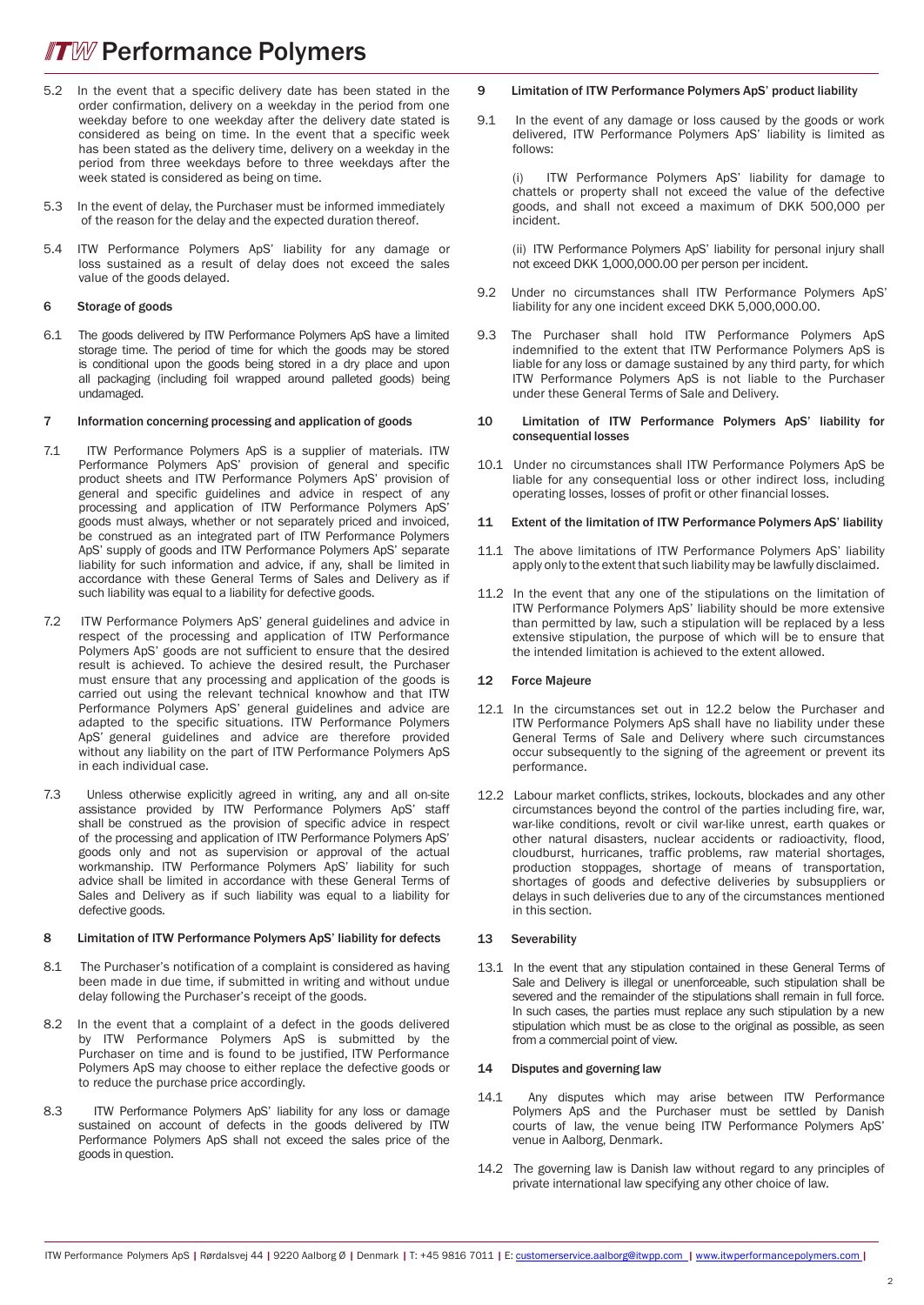5.2 In the event that a specific delivery date has been stated in the order confirmation, delivery on a weekday in the period from one weekday before to one weekday after the delivery date stated is considered as being on time. In the event that a specific week has been stated as the delivery time, delivery on a weekday in the period from three weekdays before to three weekdays after the week stated is considered as being on time.

5.3 In the event of delay, the Purchaser must be informed immediately of the reason for the delay and the expected duration thereof.

5.4 ITW Performance Polymers ApS' liability for any damage or loss sustained as a result of delay does not exceed the sales value of the goods delayed.

## 6 Storage of goods

6.1 The goods delivered by ITW Performance Polymers ApS have a limited storage time. The period of time for which the goods may be stored is conditional upon the goods being stored in a dry place and upon all packaging (including foil wrapped around palleted goods) being undamaged.

## 7 Information concerning processing and application of goods

7.1 ITW Performance Polymers ApS is a supplier of materials. ITW Performance Polymers ApS' provision of general and specific product sheets and ITW Performance Polymers ApS' provision of general and specific guidelines and advice in respect of any processing and application of ITW Performance Polymers ApS' goods must always, whether or not separately priced and invoiced, be construed as an integrated part of ITW Performance Polymers ApS' supply of goods and ITW Performance Polymers ApS' separate liability for such information and advice, if any, shall be limited in accordance with these General Terms of Sales and Delivery as if such liability was equal to a liability for defective goods.

7.2 ITW Performance Polymers ApS' general guidelines and advice in respect of the processing and application of ITW Performance Polymers ApS' goods are not sufficient to ensure that the desired result is achieved. To achieve the desired result, the Purchaser must ensure that any processing and application of the goods is carried out using the relevant technical knowhow and that ITW Performance Polymers ApS' general guidelines and advice are adapted to the specific situations. ITW Performance Polymers ApS' general guidelines and advice are therefore provided without any liability on the part of ITW Performance Polymers ApS in each individual case.

7.3 Unless otherwise explicitly agreed in writing, any and all on-site assistance provided by ITW Performance Polymers ApS' staff shall be construed as the provision of specific advice in respect of the processing and application of ITW Performance Polymers ApS' goods only and not as supervision or approval of the actual workmanship. ITW Performance Polymers ApS' liability for such advice shall be limited in accordance with these General Terms of Sales and Delivery as if such liability was equal to a liability for defective goods.

## 8 Limitation of ITW Performance Polymers ApS' liability for defects

8.1 The Purchaser's notification of a complaint is considered as having been made in due time, if submitted in writing and without undue delay following the Purchaser's receipt of the goods.

8.2 In the event that a complaint of a defect in the goods delivered by ITW Performance Polymers ApS is submitted by the Purchaser on time and is found to be justified, ITW Performance Polymers ApS may choose to either replace the defective goods or to reduce the purchase price accordingly.

8.3 ITW Performance Polymers ApS' liability for any loss or damage sustained on account of defects in the goods delivered by ITW Performance Polymers ApS shall not exceed the sales price of the goods in question.

## 9 Limitation of ITW Performance Polymers ApS' product liability

9.1 In the event of any damage or loss caused by the goods or work delivered, ITW Performance Polymers ApS' liability is limited as follows:

(i) ITW Performance Polymers ApS' liability for damage to chattels or property shall not exceed the value of the defective goods, and shall not exceed a maximum of DKK 500,000 per incident.

(ii) ITW Performance Polymers ApS' liability for personal injury shall not exceed DKK 1,000,000.00 per person per incident.

9.2 Under no circumstances shall ITW Performance Polymers ApS' liability for any one incident exceed DKK 5,000,000.00.

9.3 The Purchaser shall hold ITW Performance Polymers ApS indemnified to the extent that ITW Performance Polymers ApS is liable for any loss or damage sustained by any third party, for which ITW Performance Polymers ApS is not liable to the Purchaser under these General Terms of Sale and Delivery.

## 10 Limitation of ITW Performance Polymers ApS' liability for consequential losses

10.1 Under no circumstances shall ITW Performance Polymers ApS be liable for any consequential loss or other indirect loss, including operating losses, losses of profit or other financial losses.

## 11 Extent of the limitation of ITW Performance Polymers ApS' liability

11.1 The above limitations of ITW Performance Polymers ApS' liability apply only to the extent that such liability may be lawfully disclaimed.

11.2 In the event that any one of the stipulations on the limitation of ITW Performance Polymers ApS' liability should be more extensive than permitted by law, such a stipulation will be replaced by a less extensive stipulation, the purpose of which will be to ensure that the intended limitation is achieved to the extent allowed.

## 12 Force Majeure

12.1 In the circumstances set out in 12.2 below the Purchaser and ITW Performance Polymers ApS shall have no liability under these General Terms of Sale and Delivery where such circumstances occur subsequently to the signing of the agreement or prevent its performance.

12.2 Labour market conflicts, strikes, lockouts, blockades and any other circumstances beyond the control of the parties including fire, war, war-like conditions, revolt or civil war-like unrest, earth quakes or other natural disasters, nuclear accidents or radioactivity, flood, cloudburst, hurricanes, traffic problems, raw material shortages, production stoppages, shortage of means of transportation, shortages of goods and defective deliveries by subsuppliers or delays in such deliveries due to any of the circumstances mentioned in this section.

## 13 Severability

13.1 In the event that any stipulation contained in these General Terms of Sale and Delivery is illegal or unenforceable, such stipulation shall be severed and the remainder of the stipulations shall remain in full force. In such cases, the parties must replace any such stipulation by a new stipulation which must be as close to the original as possible, as seen from a commercial point of view.

## 14 Disputes and governing law

14.1 Any disputes which may arise between ITW Performance Polymers ApS and the Purchaser must be settled by Danish courts of law, the venue being ITW Performance Polymers ApS' venue in Aalborg, Denmark.

14.2 The governing law is Danish law without regard to any principles of private international law specifying any other choice of law.